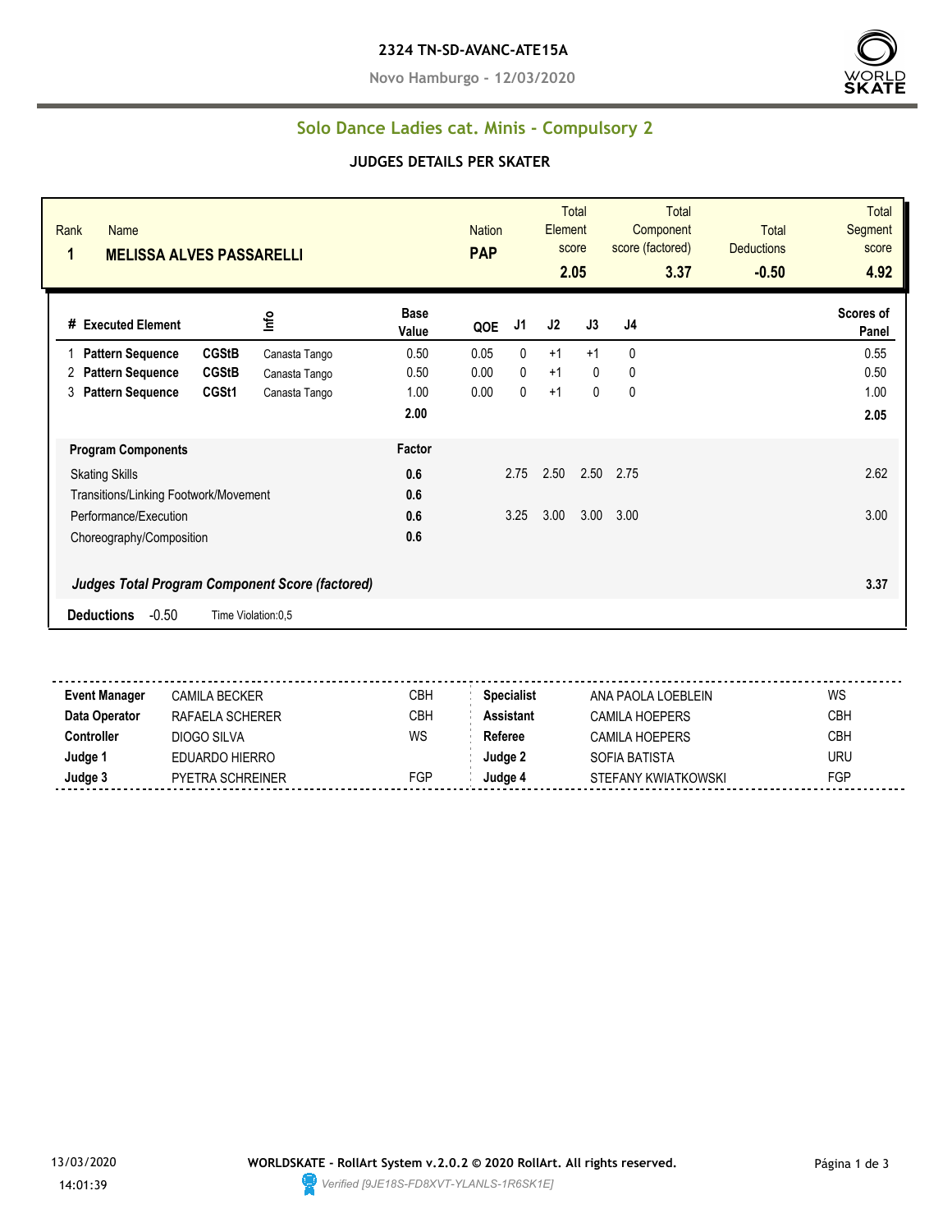**2324 TN-SD-AVANC-ATE15A**

**Novo Hamburgo - 12/03/2020**

## Solo Dance Ladies cat. Minis - Compulsory 2

### JUDGES DETAILS PER SKATER

| Rank | Name | Nation | Total Element score | Total Component score (factored) | Total Deductions | Total Segment score |
|---|---|---|---|---|---|---|
| 1 | MELISSA ALVES PASSARELLI | PAP | 2.05 | 3.37 | -0.50 | 4.92 |

| # | Executed Element | | Info | Base Value | QOE | J1 | J2 | J3 | J4 | Scores of Panel |
|---|---|---|---|---|---|---|---|---|---|---|
| 1 | Pattern Sequence | CGStB | Canasta Tango | 0.50 | 0.05 | 0 | +1 | +1 | 0 | 0.55 |
| 2 | Pattern Sequence | CGStB | Canasta Tango | 0.50 | 0.00 | 0 | +1 | 0 | 0 | 0.50 |
| 3 | Pattern Sequence | CGSt1 | Canasta Tango | 1.00 | 0.00 | 0 | +1 | 0 | 0 | 1.00 |
| | | | | 2.00 | | | | | | 2.05 |

| Program Components | Factor | J1 | J2 | J3 | J4 | |
|---|---|---|---|---|---|---|
| Skating Skills | 0.6 | 2.75 | 2.50 | 2.50 | 2.75 | 2.62 |
| Transitions/Linking Footwork/Movement | 0.6 | | | | | |
| Performance/Execution | 0.6 | 3.25 | 3.00 | 3.00 | 3.00 | 3.00 |
| Choreography/Composition | 0.6 | | | | | |
| *Judges Total Program Component Score (factored)* | | | | | | 3.37 |

**Deductions** -0.50 Time Violation:0,5

| | | | | | |
|---|---|---|---|---|---|
| **Event Manager** | CAMILA BECKER | CBH | **Specialist** | ANA PAOLA LOEBLEIN | WS |
| **Data Operator** | RAFAELA SCHERER | CBH | **Assistant** | CAMILA HOEPERS | CBH |
| **Controller** | DIOGO SILVA | WS | **Referee** | CAMILA HOEPERS | CBH |
| **Judge 1** | EDUARDO HIERRO | | **Judge 2** | SOFIA BATISTA | URU |
| **Judge 3** | PYETRA SCHREINER | FGP | **Judge 4** | STEFANY KWIATKOWSKI | FGP |

13/03/2020 14:01:39

**WORLDSKATE - RollArt System v.2.0.2 © 2020 RollArt. All rights reserved.**

*Verified [9JE18S-FD8XVT-YLANLS-1R6SK1E]*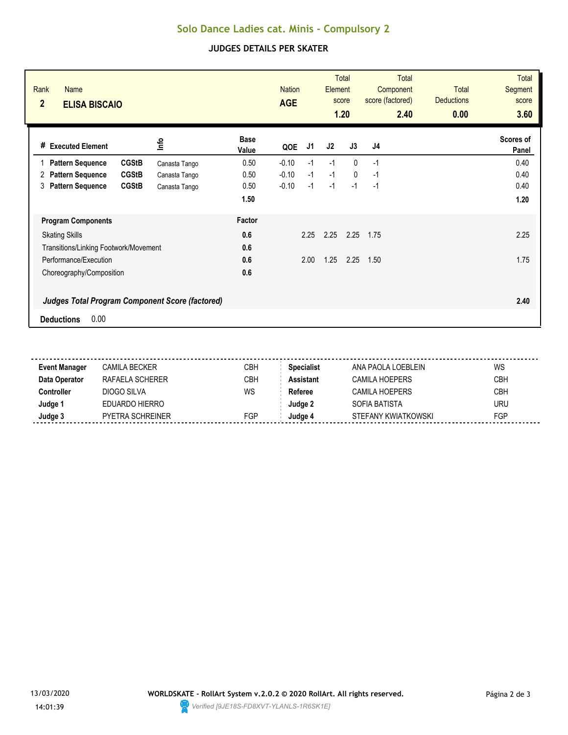# Solo Dance Ladies cat. Minis - Compulsory 2

## JUDGES DETAILS PER SKATER

| Rank | Name | Nation | Total Element score | Total Component score (factored) | Total Deductions | Total Segment score |
|---|---|---|---|---|---|---|
| 2 | ELISA BISCAIO | AGE | 1.20 | 2.40 | 0.00 | 3.60 |

| # | Executed Element | | Info | Base Value | QOE | J1 | J2 | J3 | J4 | Scores of Panel |
|---|---|---|---|---|---|---|---|---|---|---|
| 1 | Pattern Sequence | CGStB | Canasta Tango | 0.50 | -0.10 | -1 | -1 | 0 | -1 | 0.40 |
| 2 | Pattern Sequence | CGStB | Canasta Tango | 0.50 | -0.10 | -1 | -1 | 0 | -1 | 0.40 |
| 3 | Pattern Sequence | CGStB | Canasta Tango | 0.50 | -0.10 | -1 | -1 | -1 | -1 | 0.40 |
| | | | | 1.50 | | | | | | 1.20 |

| Program Components | Factor | J1 | J2 | J3 | J4 | Scores of Panel |
|---|---|---|---|---|---|---|
| Skating Skills | 0.6 | 2.25 | 2.25 | 2.25 | 1.75 | 2.25 |
| Transitions/Linking Footwork/Movement | 0.6 | | | | | |
| Performance/Execution | 0.6 | 2.00 | 1.25 | 2.25 | 1.50 | 1.75 |
| Choreography/Composition | 0.6 | | | | | |

***Judges Total Program Component Score (factored)*** **2.40**

**Deductions** 0.00

| | | | | | |
|---|---|---|---|---|---|
| **Event Manager** | CAMILA BECKER | CBH | **Specialist** | ANA PAOLA LOEBLEIN | WS |
| **Data Operator** | RAFAELA SCHERER | CBH | **Assistant** | CAMILA HOEPERS | CBH |
| **Controller** | DIOGO SILVA | WS | **Referee** | CAMILA HOEPERS | CBH |
| **Judge 1** | EDUARDO HIERRO | | **Judge 2** | SOFIA BATISTA | URU |
| **Judge 3** | PYETRA SCHREINER | FGP | **Judge 4** | STEFANY KWIATKOWSKI | FGP |

13/03/2020 14:01:39

**WORLDSKATE - RollArt System v.2.0.2 © 2020 RollArt. All rights reserved.**

*Verified [9JE18S-FD8XVT-YLANLS-1R6SK1E]*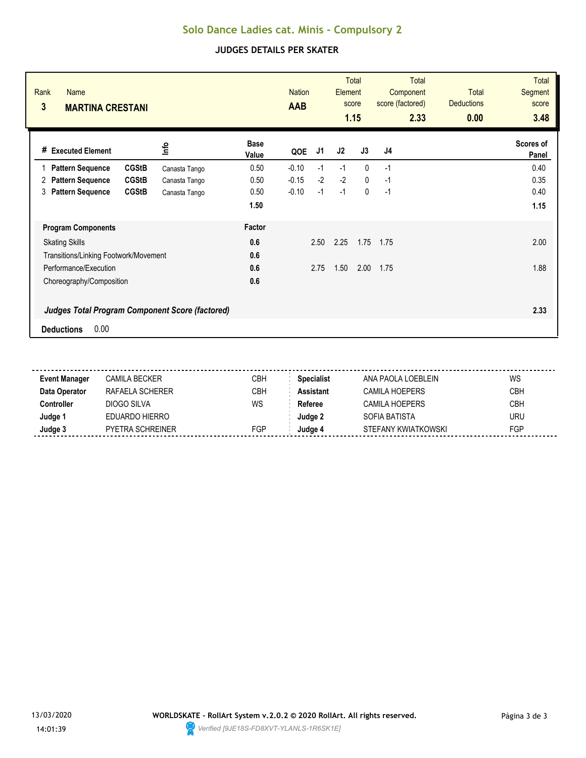# Solo Dance Ladies cat. Minis - Compulsory 2

## JUDGES DETAILS PER SKATER

| Rank | Name | Nation | Total Element score | Total Component score (factored) | Total Deductions | Total Segment score |
|---|---|---|---|---|---|---|
| 3 | **MARTINA CRESTANI** | **AAB** | **1.15** | **2.33** | **0.00** | **3.48** |

| # | Executed Element | | Info | Base Value | QOE | J1 | J2 | J3 | J4 | Scores of Panel |
|---|---|---|---|---|---|---|---|---|---|---|
| 1 | **Pattern Sequence** | **CGStB** | Canasta Tango | 0.50 | -0.10 | -1 | -1 | 0 | -1 | 0.40 |
| 2 | **Pattern Sequence** | **CGStB** | Canasta Tango | 0.50 | -0.15 | -2 | -2 | 0 | -1 | 0.35 |
| 3 | **Pattern Sequence** | **CGStB** | Canasta Tango | 0.50 | -0.10 | -1 | -1 | 0 | -1 | 0.40 |
| | | | | **1.50** | | | | | | **1.15** |

| **Program Components** | **Factor** | J1 | J2 | J3 | J4 | |
|---|---|---|---|---|---|---|
| Skating Skills | **0.6** | 2.50 | 2.25 | 1.75 | 1.75 | 2.00 |
| Transitions/Linking Footwork/Movement | **0.6** | | | | | |
| Performance/Execution | **0.6** | 2.75 | 1.50 | 2.00 | 1.75 | 1.88 |
| Choreography/Composition | **0.6** | | | | | |
| ***Judges Total Program Component Score (factored)*** | | | | | | **2.33** |

**Deductions** 0.00

| | | | | | |
|---|---|---|---|---|---|
| **Event Manager** | CAMILA BECKER | CBH | **Specialist** | ANA PAOLA LOEBLEIN | WS |
| **Data Operator** | RAFAELA SCHERER | CBH | **Assistant** | CAMILA HOEPERS | CBH |
| **Controller** | DIOGO SILVA | WS | **Referee** | CAMILA HOEPERS | CBH |
| **Judge 1** | EDUARDO HIERRO | | **Judge 2** | SOFIA BATISTA | URU |
| **Judge 3** | PYETRA SCHREINER | FGP | **Judge 4** | STEFANY KWIATKOWSKI | FGP |

13/03/2020 14:01:39

**WORLDSKATE - RollArt System v.2.0.2 © 2020 RollArt. All rights reserved.**

*Verified [9JE18S-FD8XVT-YLANLS-1R6SK1E]*